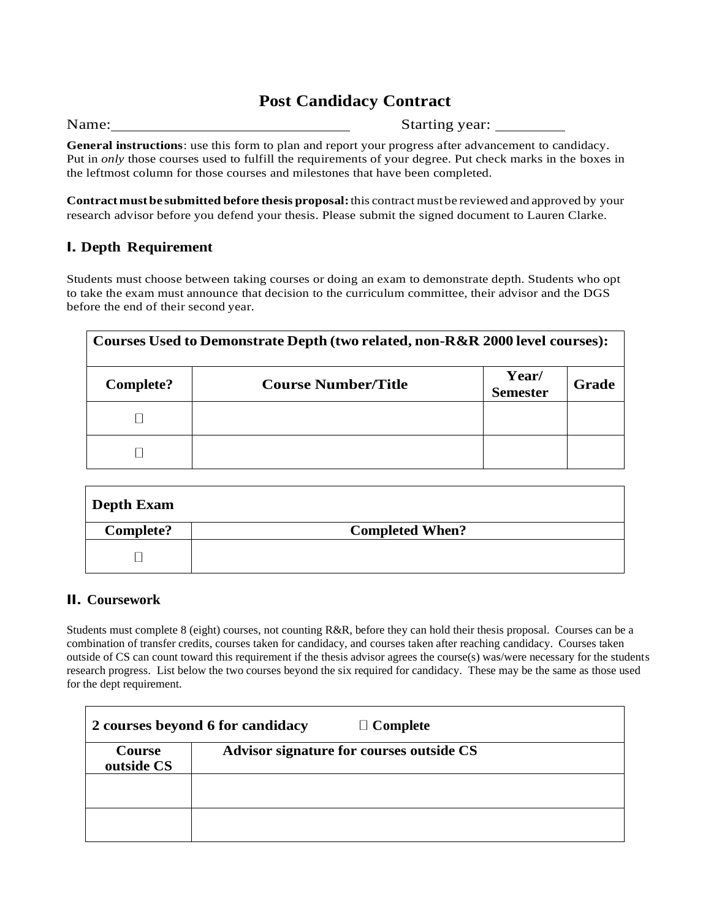# Post Candidacy Contract

Name: ______________________________ Starting year: _________

**General instructions**: use this form to plan and report your progress after advancement to candidacy. Put in *only* those courses used to fulfill the requirements of your degree. Put check marks in the boxes in the leftmost column for those courses and milestones that have been completed.

**Contract must be submitted before thesis proposal:** this contract must be reviewed and approved by your research advisor before you defend your thesis. Please submit the signed document to Lauren Clarke.

## I. Depth Requirement

Students must choose between taking courses or doing an exam to demonstrate depth. Students who opt to take the exam must announce that decision to the curriculum committee, their advisor and the DGS before the end of their second year.

| **Courses Used to Demonstrate Depth (two related, non-R&R 2000 level courses):** | | | |
|---|---|---|---|
| **Complete?** | **Course Number/Title** | **Year/ Semester** | **Grade** |
| ☐ | | | |
| ☐ | | | |

| **Depth Exam** | |
|---|---|
| **Complete?** | **Completed When?** |
| ☐ | |

## II. Coursework

Students must complete 8 (eight) courses, not counting R&R, before they can hold their thesis proposal. Courses can be a combination of transfer credits, courses taken for candidacy, and courses taken after reaching candidacy. Courses taken outside of CS can count toward this requirement if the thesis advisor agrees the course(s) was/were necessary for the students research progress. List below the two courses beyond the six required for candidacy. These may be the same as those used for the dept requirement.

| **2 courses beyond 6 for candidacy** ☐ **Complete** | |
|---|---|
| **Course outside CS** | **Advisor signature for courses outside CS** |
| | |
| | |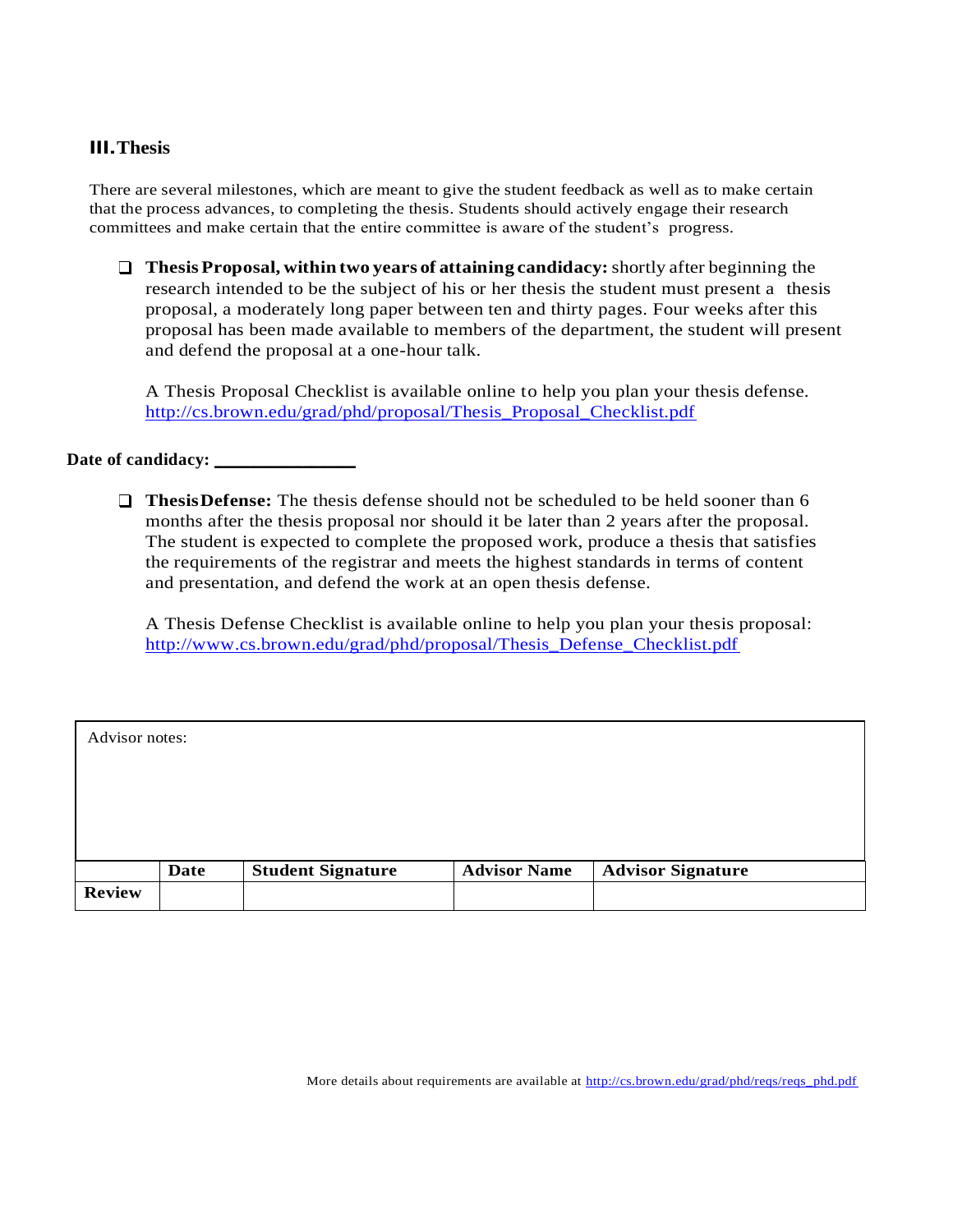## III. Thesis

There are several milestones, which are meant to give the student feedback as well as to make certain that the process advances, to completing the thesis. Students should actively engage their research committees and make certain that the entire committee is aware of the student's progress.

- [ ] **Thesis Proposal, within two years of attaining candidacy:** shortly after beginning the research intended to be the subject of his or her thesis the student must present a thesis proposal, a moderately long paper between ten and thirty pages. Four weeks after this proposal has been made available to members of the department, the student will present and defend the proposal at a one-hour talk.

  A Thesis Proposal Checklist is available online to help you plan your thesis defense.
  http://cs.brown.edu/grad/phd/proposal/Thesis_Proposal_Checklist.pdf

**Date of candidacy: _______________**

- [ ] **Thesis Defense:** The thesis defense should not be scheduled to be held sooner than 6 months after the thesis proposal nor should it be later than 2 years after the proposal. The student is expected to complete the proposed work, produce a thesis that satisfies the requirements of the registrar and meets the highest standards in terms of content and presentation, and defend the work at an open thesis defense.

  A Thesis Defense Checklist is available online to help you plan your thesis proposal:
  http://www.cs.brown.edu/grad/phd/proposal/Thesis_Defense_Checklist.pdf

Advisor notes:

| | Date | Student Signature | Advisor Name | Advisor Signature |
|---|---|---|---|---|
| **Review** | | | | |

More details about requirements are available at http://cs.brown.edu/grad/phd/reqs/reqs_phd.pdf